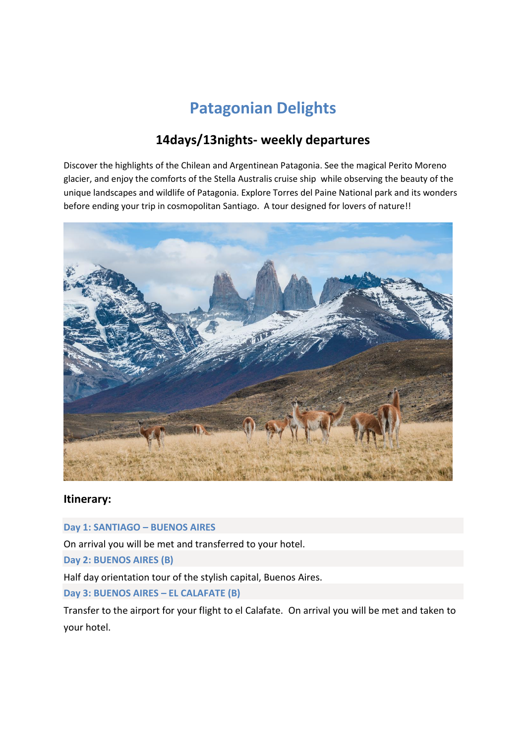# Patagonian Delights

## 14days/13nights- weekly departures

Discover the highlights of the Chilean and Argentinean Patagonia. See the magical Perito Moreno glacier, and enjoy the comforts of the Stella Australis cruise ship while observing the beauty of the unique landscapes and wildlife of Patagonia. Explore Torres del Paine National park and its wonders before ending your trip in cosmopolitan Santiago. A tour designed for lovers of nature!!

### Itinerary:

**Day 1: SANTIAGO – BUENOS AIRES**

On arrival you will be met and transferred to your hotel.

**Day 2: BUENOS AIRES (B)**

Half day orientation tour of the stylish capital, Buenos Aires.

**Day 3: BUENOS AIRES – EL CALAFATE (B)**

Transfer to the airport for your flight to el Calafate. On arrival you will be met and taken to your hotel.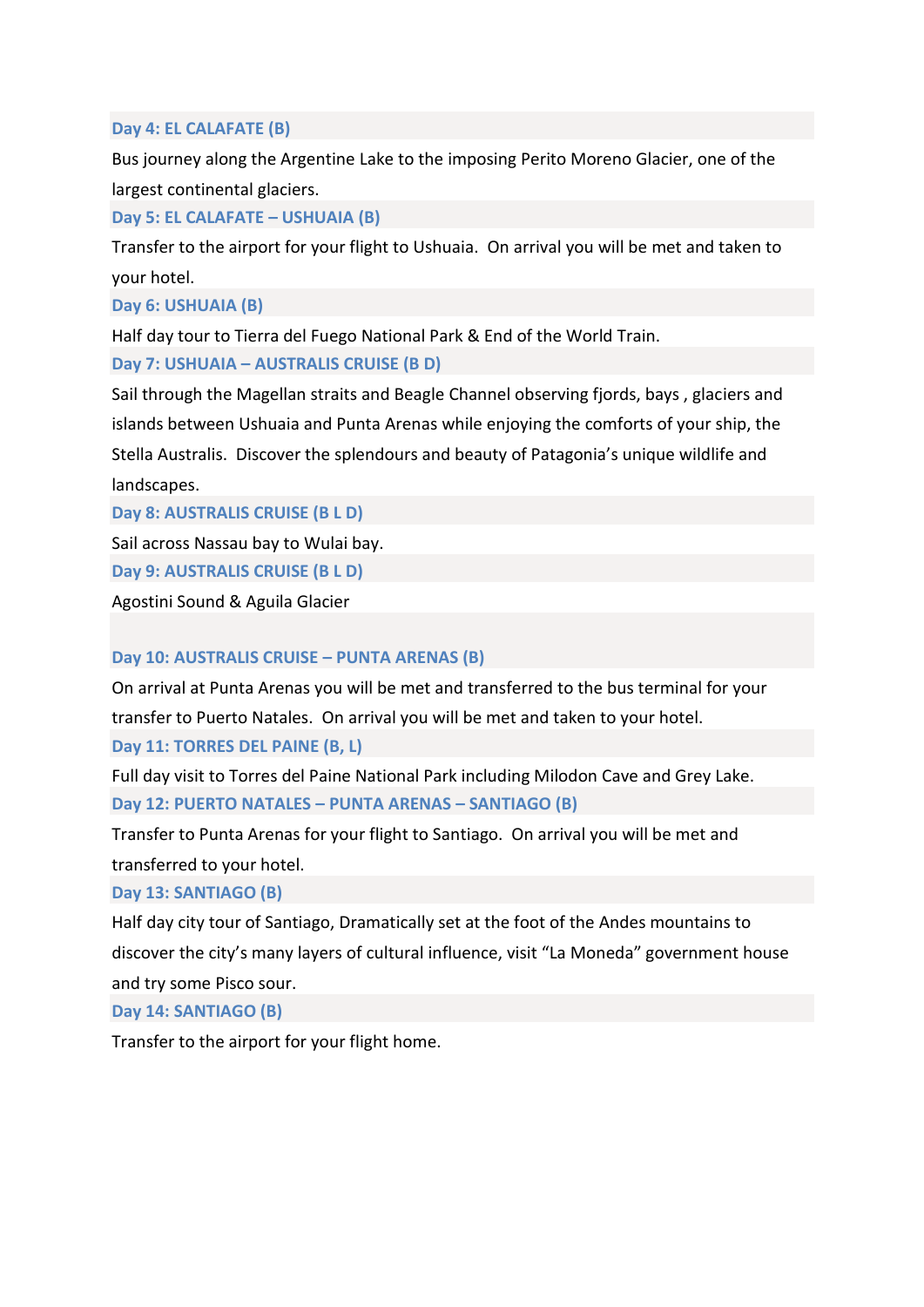### Day 4: EL CALAFATE (B)

Bus journey along the Argentine Lake to the imposing Perito Moreno Glacier, one of the largest continental glaciers.

### Day 5: EL CALAFATE – USHUAIA (B)

Transfer to the airport for your flight to Ushuaia. On arrival you will be met and taken to your hotel.

### Day 6: USHUAIA (B)

Half day tour to Tierra del Fuego National Park & End of the World Train.

### Day 7: USHUAIA – AUSTRALIS CRUISE (B D)

Sail through the Magellan straits and Beagle Channel observing fjords, bays , glaciers and islands between Ushuaia and Punta Arenas while enjoying the comforts of your ship, the Stella Australis. Discover the splendours and beauty of Patagonia's unique wildlife and landscapes.

### Day 8: AUSTRALIS CRUISE (B L D)

Sail across Nassau bay to Wulai bay.

### Day 9: AUSTRALIS CRUISE (B L D)

Agostini Sound & Aguila Glacier

### Day 10: AUSTRALIS CRUISE – PUNTA ARENAS (B)

On arrival at Punta Arenas you will be met and transferred to the bus terminal for your transfer to Puerto Natales. On arrival you will be met and taken to your hotel.

### Day 11: TORRES DEL PAINE (B, L)

Full day visit to Torres del Paine National Park including Milodon Cave and Grey Lake.

### Day 12: PUERTO NATALES – PUNTA ARENAS – SANTIAGO (B)

Transfer to Punta Arenas for your flight to Santiago. On arrival you will be met and transferred to your hotel.

### Day 13: SANTIAGO (B)

Half day city tour of Santiago, Dramatically set at the foot of the Andes mountains to discover the city's many layers of cultural influence, visit "La Moneda" government house and try some Pisco sour.

### Day 14: SANTIAGO (B)

Transfer to the airport for your flight home.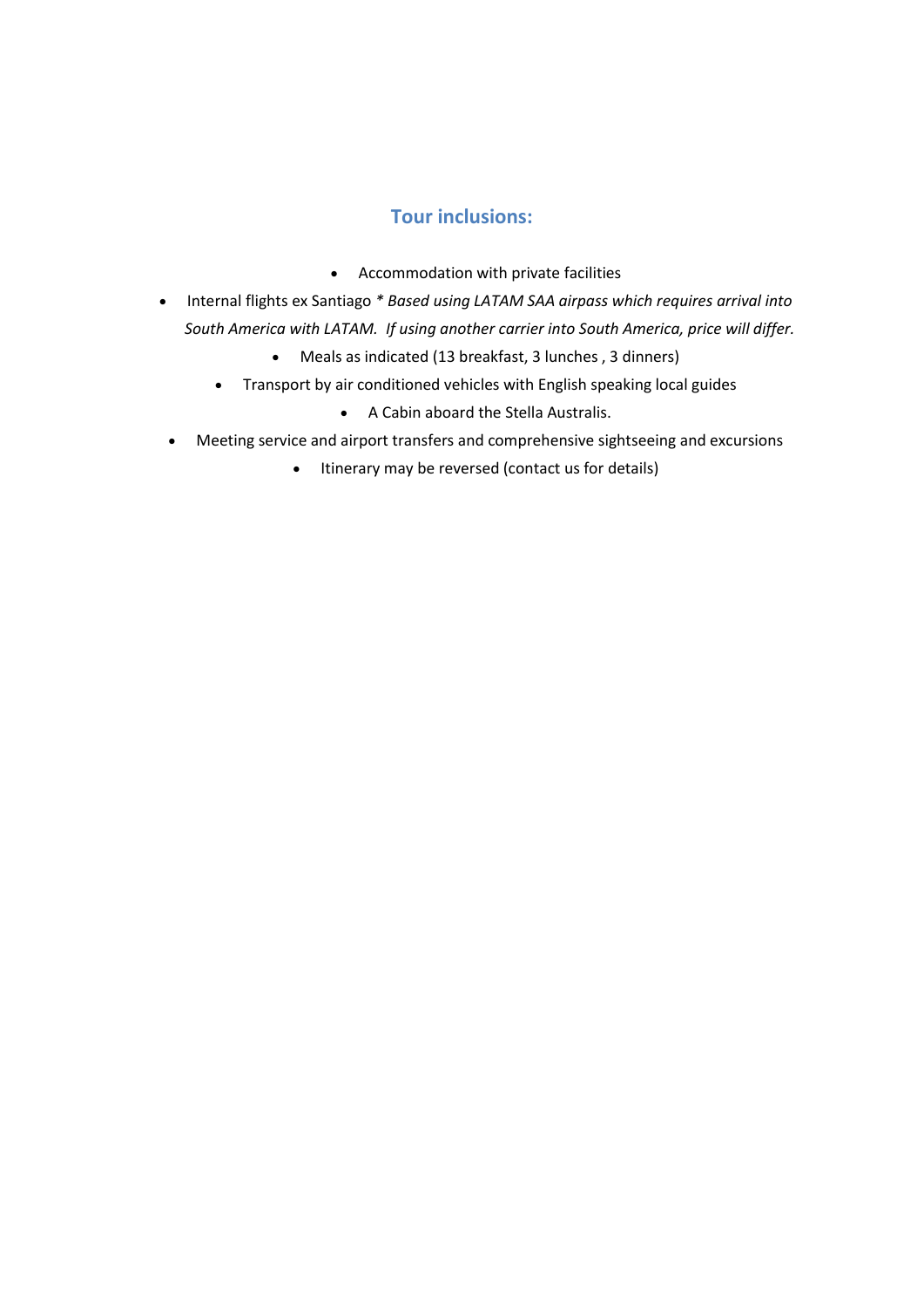## Tour inclusions:

- Accommodation with private facilities
- Internal flights ex Santiago *\* Based using LATAM SAA airpass which requires arrival into South America with LATAM. If using another carrier into South America, price will differ.*
- Meals as indicated (13 breakfast, 3 lunches , 3 dinners)
- Transport by air conditioned vehicles with English speaking local guides
- A Cabin aboard the Stella Australis.
- Meeting service and airport transfers and comprehensive sightseeing and excursions
- Itinerary may be reversed (contact us for details)